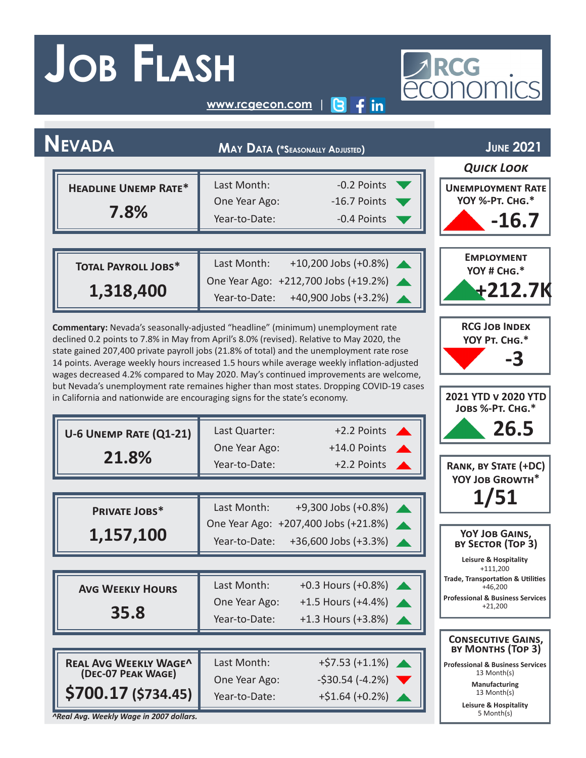# Job Flash

www.rcgecon.com |

RCG economics

## Nevada

**May Data (*Seasonally Adjusted)** | **June 2021**

| Headline Unemp Rate* | | |
|---|---|---|
| **7.8%** | Last Month: | -0.2 Points ▼ |
| | One Year Ago: | -16.7 Points ▼ |
| | Year-to-Date: | -0.4 Points ▼ |

| Total Payroll Jobs* | | |
|---|---|---|
| **1,318,400** | Last Month: | +10,200 Jobs (+0.8%) ▲ |
| | One Year Ago: | +212,700 Jobs (+19.2%) ▲ |
| | Year-to-Date: | +40,900 Jobs (+3.2%) ▲ |

**Commentary:** Nevada's seasonally-adjusted "headline" (minimum) unemployment rate declined 0.2 points to 7.8% in May from April's 8.0% (revised). Relative to May 2020, the state gained 207,400 private payroll jobs (21.8% of total) and the unemployment rate rose 14 points. Average weekly hours increased 1.5 hours while average weekly inflation-adjusted wages decreased 4.2% compared to May 2020. May's continued improvements are welcome, but Nevada's unemployment rate remains higher than most states. Dropping COVID-19 cases in California and nationwide are encouraging signs for the state's economy.

| U-6 Unemp Rate (Q1-21) | | |
|---|---|---|
| **21.8%** | Last Quarter: | +2.2 Points ▲ |
| | One Year Ago: | +14.0 Points ▲ |
| | Year-to-Date: | +2.2 Points ▲ |

| Private Jobs* | | |
|---|---|---|
| **1,157,100** | Last Month: | +9,300 Jobs (+0.8%) ▲ |
| | One Year Ago: | +207,400 Jobs (+21.8%) ▲ |
| | Year-to-Date: | +36,600 Jobs (+3.3%) ▲ |

| Avg Weekly Hours | | |
|---|---|---|
| **35.8** | Last Month: | +0.3 Hours (+0.8%) ▲ |
| | One Year Ago: | +1.5 Hours (+4.4%) ▲ |
| | Year-to-Date: | +1.3 Hours (+3.8%) ▲ |

| Real Avg Weekly Wage^ (Dec-07 Peak Wage) | | |
|---|---|---|
| **$700.17 ($734.45)** | Last Month: | +$7.53 (+1.1%) ▲ |
| | One Year Ago: | -$30.54 (-4.2%) ▼ |
| | Year-to-Date: | +$1.64 (+0.2%) ▲ |

*^Real Avg. Weekly Wage in 2007 dollars.*

### Quick Look

**Unemployment Rate YoY %-Pt. Chg.***
**-16.7**

**Employment YoY # Chg.***
**+212.7K**

**RCG Job Index YoY Pt. Chg.***
**-3**

**2021 YTD v 2020 YTD Jobs %-Pt. Chg.***
**26.5**

**Rank, by State (+DC) YoY Job Growth***
**1/51**

**YoY Job Gains, by Sector (Top 3)**

- **Leisure & Hospitality** +111,200
- **Trade, Transportation & Utilities** +46,200
- **Professional & Business Services** +21,200

**Consecutive Gains, by Months (Top 3)**

- **Professional & Business Services** 13 Month(s)
- **Manufacturing** 13 Month(s)
- **Leisure & Hospitality** 5 Month(s)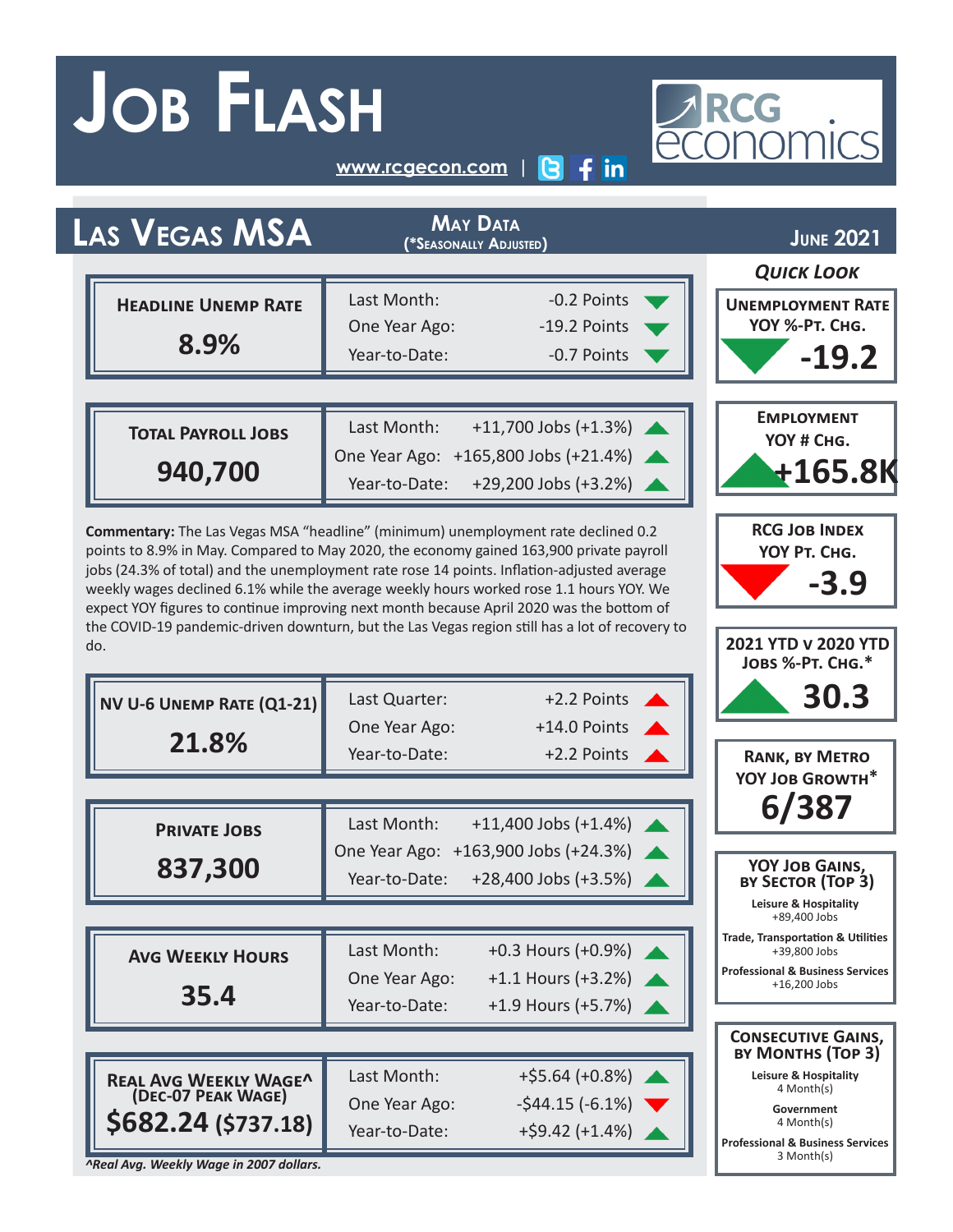# Job Flash

www.rcgecon.com |

RCG economics

## Las Vegas MSA

**May Data** (*Seasonally Adjusted)

**June 2021**

| Headline Unemp Rate | | |
|---|---|---|
| **8.9%** | Last Month: | -0.2 Points ▼ |
| | One Year Ago: | -19.2 Points ▼ |
| | Year-to-Date: | -0.7 Points ▼ |

| Total Payroll Jobs | | |
|---|---|---|
| **940,700** | Last Month: | +11,700 Jobs (+1.3%) ▲ |
| | One Year Ago: | +165,800 Jobs (+21.4%) ▲ |
| | Year-to-Date: | +29,200 Jobs (+3.2%) ▲ |

**Commentary:** The Las Vegas MSA "headline" (minimum) unemployment rate declined 0.2 points to 8.9% in May. Compared to May 2020, the economy gained 163,900 private payroll jobs (24.3% of total) and the unemployment rate rose 14 points. Inflation-adjusted average weekly wages declined 6.1% while the average weekly hours worked rose 1.1 hours YOY. We expect YOY figures to continue improving next month because April 2020 was the bottom of the COVID-19 pandemic-driven downturn, but the Las Vegas region still has a lot of recovery to do.

| NV U-6 Unemp Rate (Q1-21) | | |
|---|---|---|
| **21.8%** | Last Quarter: | +2.2 Points ▲ |
| | One Year Ago: | +14.0 Points ▲ |
| | Year-to-Date: | +2.2 Points ▲ |

| Private Jobs | | |
|---|---|---|
| **837,300** | Last Month: | +11,400 Jobs (+1.4%) ▲ |
| | One Year Ago: | +163,900 Jobs (+24.3%) ▲ |
| | Year-to-Date: | +28,400 Jobs (+3.5%) ▲ |

| Avg Weekly Hours | | |
|---|---|---|
| **35.4** | Last Month: | +0.3 Hours (+0.9%) ▲ |
| | One Year Ago: | +1.1 Hours (+3.2%) ▲ |
| | Year-to-Date: | +1.9 Hours (+5.7%) ▲ |

| Real Avg Weekly Wage^ (Dec-07 Peak Wage) | | |
|---|---|---|
| **$682.24 ($737.18)** | Last Month: | +$5.64 (+0.8%) ▲ |
| | One Year Ago: | -$44.15 (-6.1%) ▼ |
| | Year-to-Date: | +$9.42 (+1.4%) ▲ |

*^Real Avg. Weekly Wage in 2007 dollars.*

### *Quick Look*

**Unemployment Rate YOY %-Pt. Chg.**
▼ **-19.2**

**Employment YOY # Chg.**
▲ **+165.8K**

**RCG Job Index YOY Pt. Chg.**
▼ **-3.9**

**2021 YTD v 2020 YTD Jobs %-Pt. Chg.***
▲ **30.3**

**Rank, by Metro YOY Job Growth***
**6/387**

**YOY Job Gains, by Sector (Top 3)**

- **Leisure & Hospitality** +89,400 Jobs
- **Trade, Transportation & Utilities** +39,800 Jobs
- **Professional & Business Services** +16,200 Jobs

**Consecutive Gains, by Months (Top 3)**

- **Leisure & Hospitality** 4 Month(s)
- **Government** 4 Month(s)
- **Professional & Business Services** 3 Month(s)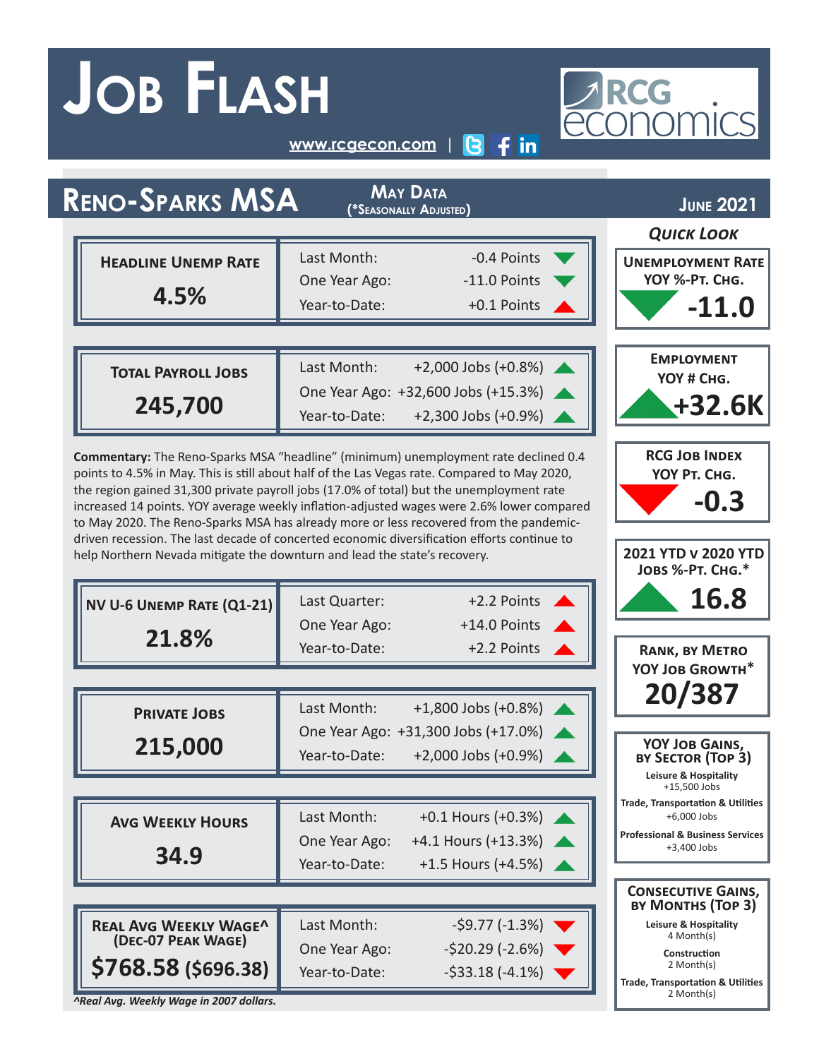# Job Flash

www.rcgecon.com |

RCG economics

## Reno-Sparks MSA

**May Data**
(*Seasonally Adjusted)

**June 2021**

| Headline Unemp Rate | | |
|---|---|---|
| **4.5%** | Last Month: | -0.4 Points ▼ |
| | One Year Ago: | -11.0 Points ▼ |
| | Year-to-Date: | +0.1 Points ▲ |

| Total Payroll Jobs | | |
|---|---|---|
| **245,700** | Last Month: | +2,000 Jobs (+0.8%) ▲ |
| | One Year Ago: | +32,600 Jobs (+15.3%) ▲ |
| | Year-to-Date: | +2,300 Jobs (+0.9%) ▲ |

**Commentary:** The Reno-Sparks MSA "headline" (minimum) unemployment rate declined 0.4 points to 4.5% in May. This is still about half of the Las Vegas rate. Compared to May 2020, the region gained 31,300 private payroll jobs (17.0% of total) but the unemployment rate increased 14 points. YOY average weekly inflation-adjusted wages were 2.6% lower compared to May 2020. The Reno-Sparks MSA has already more or less recovered from the pandemic-driven recession. The last decade of concerted economic diversification efforts continue to help Northern Nevada mitigate the downturn and lead the state's recovery.

| NV U-6 Unemp Rate (Q1-21) | | |
|---|---|---|
| **21.8%** | Last Quarter: | +2.2 Points ▲ |
| | One Year Ago: | +14.0 Points ▲ |
| | Year-to-Date: | +2.2 Points ▲ |

| Private Jobs | | |
|---|---|---|
| **215,000** | Last Month: | +1,800 Jobs (+0.8%) ▲ |
| | One Year Ago: | +31,300 Jobs (+17.0%) ▲ |
| | Year-to-Date: | +2,000 Jobs (+0.9%) ▲ |

| Avg Weekly Hours | | |
|---|---|---|
| **34.9** | Last Month: | +0.1 Hours (+0.3%) ▲ |
| | One Year Ago: | +4.1 Hours (+13.3%) ▲ |
| | Year-to-Date: | +1.5 Hours (+4.5%) ▲ |

| Real Avg Weekly Wage^ (Dec-07 Peak Wage) | | |
|---|---|---|
| **$768.58 ($696.38)** | Last Month: | -$9.77 (-1.3%) ▼ |
| | One Year Ago: | -$20.29 (-2.6%) ▼ |
| | Year-to-Date: | -$33.18 (-4.1%) ▼ |

*^Real Avg. Weekly Wage in 2007 dollars.*

### Quick Look

**Unemployment Rate YOY %-Pt. Chg.**
▼ -11.0

**Employment YOY # Chg.**
▲ +32.6K

**RCG Job Index YOY Pt. Chg.**
▼ -0.3

**2021 YTD v 2020 YTD Jobs %-Pt. Chg.***
▲ 16.8

**Rank, by Metro YOY Job Growth***
20/387

**YOY Job Gains, by Sector (Top 3)**
- Leisure & Hospitality: +15,500 Jobs
- Trade, Transportation & Utilities: +6,000 Jobs
- Professional & Business Services: +3,400 Jobs

**Consecutive Gains, by Months (Top 3)**
- Leisure & Hospitality: 4 Month(s)
- Construction: 2 Month(s)
- Trade, Transportation & Utilities: 2 Month(s)